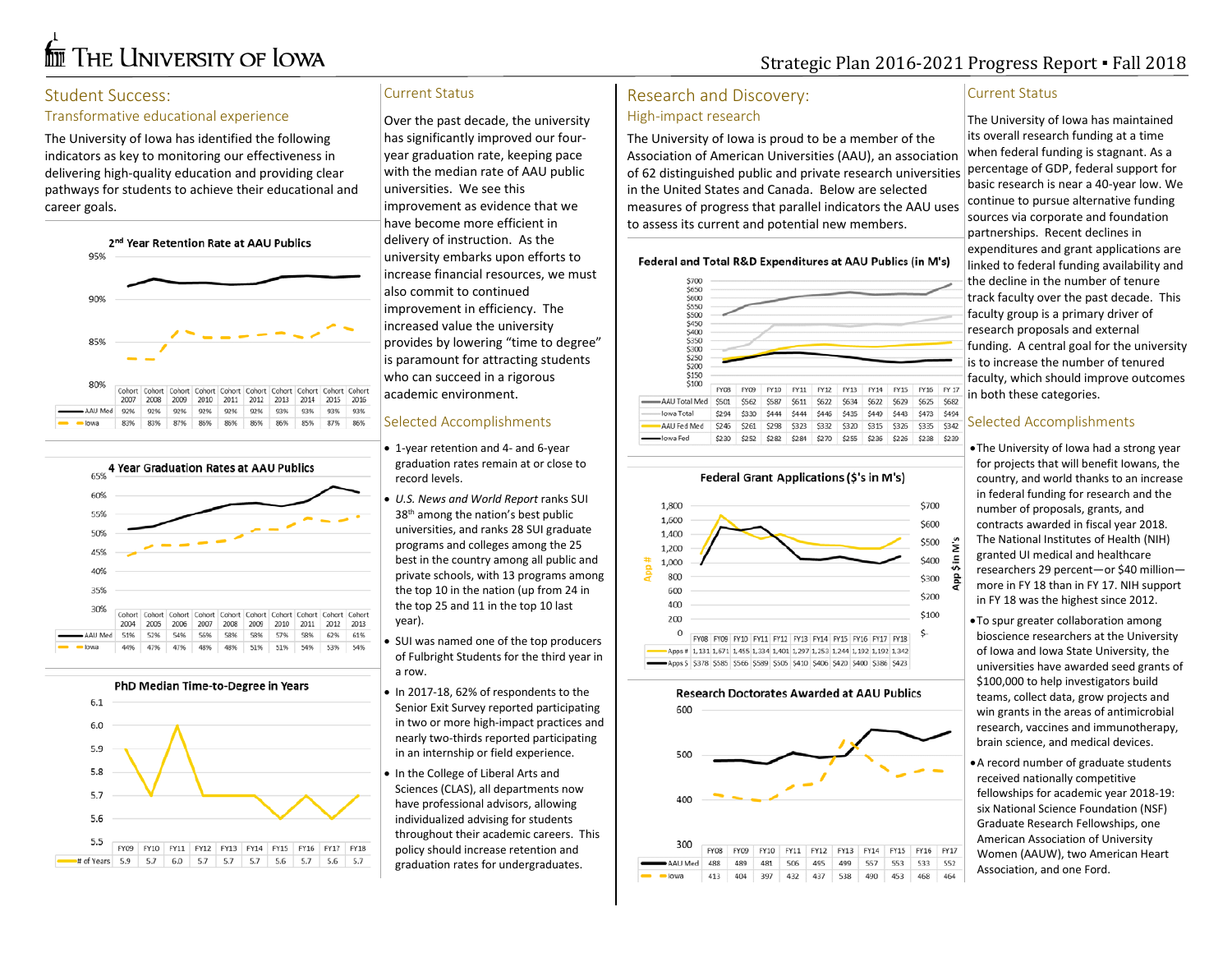# The University of Iowa

Strategic Plan 2016-2021 Progress Report ▪ Fall 2018

## Student Success:

### Transformative educational experience

The University of Iowa has identified the following indicators as key to monitoring our effectiveness in delivering high-quality education and providing clear pathways for students to achieve their educational and career goals.

**2nd Year Retention Rate at AAU Publics**

| | Cohort 2007 | Cohort 2008 | Cohort 2009 | Cohort 2010 | Cohort 2011 | Cohort 2012 | Cohort 2013 | Cohort 2014 | Cohort 2015 | Cohort 2016 |
|---|---|---|---|---|---|---|---|---|---|---|
| AAU Med | 92% | 92% | 92% | 92% | 92% | 92% | 93% | 93% | 93% | 93% |
| Iowa | 83% | 83% | 87% | 86% | 86% | 86% | 86% | 85% | 87% | 86% |

**4 Year Graduation Rates at AAU Publics**

| | Cohort 2004 | Cohort 2005 | Cohort 2006 | Cohort 2007 | Cohort 2008 | Cohort 2009 | Cohort 2010 | Cohort 2011 | Cohort 2012 | Cohort 2013 |
|---|---|---|---|---|---|---|---|---|---|---|
| AAU Med | 51% | 52% | 54% | 56% | 58% | 58% | 57% | 58% | 62% | 61% |
| Iowa | 44% | 47% | 47% | 48% | 48% | 51% | 51% | 54% | 53% | 54% |

**PhD Median Time-to-Degree in Years**

| | FY09 | FY10 | FY11 | FY12 | FY13 | FY14 | FY15 | FY16 | FY17 | FY18 |
|---|---|---|---|---|---|---|---|---|---|---|
| # of Years | 5.9 | 5.7 | 6.0 | 5.7 | 5.7 | 5.7 | 5.6 | 5.7 | 5.6 | 5.7 |

### Current Status

Over the past decade, the university has significantly improved our four-year graduation rate, keeping pace with the median rate of AAU public universities. We see this improvement as evidence that we have become more efficient in delivery of instruction. As the university embarks upon efforts to increase financial resources, we must also commit to continued improvement in efficiency. The increased value the university provides by lowering "time to degree" is paramount for attracting students who can succeed in a rigorous academic environment.

### Selected Accomplishments

- 1-year retention and 4- and 6-year graduation rates remain at or close to record levels.
- *U.S. News and World Report* ranks SUI 38th among the nation's best public universities, and ranks 28 SUI graduate programs and colleges among the 25 best in the country among all public and private schools, with 13 programs among the top 10 in the nation (up from 24 in the top 25 and 11 in the top 10 last year).
- SUI was named one of the top producers of Fulbright Students for the third year in a row.
- In 2017-18, 62% of respondents to the Senior Exit Survey reported participating in two or more high-impact practices and nearly two-thirds reported participating in an internship or field experience.
- In the College of Liberal Arts and Sciences (CLAS), all departments now have professional advisors, allowing individualized advising for students throughout their academic careers. This policy should increase retention and graduation rates for undergraduates.

## Research and Discovery:

### High-impact research

The University of Iowa is proud to be a member of the Association of American Universities (AAU), an association of 62 distinguished public and private research universities in the United States and Canada. Below are selected measures of progress that parallel indicators the AAU uses to assess its current and potential new members.

**Federal and Total R&D Expenditures at AAU Publics (in M's)**

| | FY08 | FY09 | FY10 | FY11 | FY12 | FY13 | FY14 | FY15 | FY16 | FY 17 |
|---|---|---|---|---|---|---|---|---|---|---|
| AAU Total Med | $501 | $562 | $587 | $611 | $622 | $634 | $622 | $629 | $625 | $682 |
| Iowa Total | $294 | $330 | $444 | $444 | $446 | $435 | $449 | $443 | $473 | $494 |
| AAU Fed Med | $246 | $261 | $298 | $323 | $332 | $320 | $315 | $326 | $335 | $342 |
| Iowa Fed | $230 | $252 | $282 | $284 | $270 | $255 | $236 | $226 | $238 | $239 |

**Federal Grant Applications ($'s in M's)**

| | FY08 | FY09 | FY10 | FY11 | FY12 | FY13 | FY14 | FY15 | FY16 | FY17 | FY18 |
|---|---|---|---|---|---|---|---|---|---|---|---|
| Apps # | 1,131 | 1,671 | 1,455 | 1,334 | 1,401 | 1,297 | 1,253 | 1,244 | 1,192 | 1,192 | 1,342 |
| Apps $ | $378 | $585 | $566 | $589 | $505 | $410 | $406 | $420 | $400 | $386 | $423 |

**Research Doctorates Awarded at AAU Publics**

| | FY08 | FY09 | FY10 | FY11 | FY12 | FY13 | FY14 | FY15 | FY16 | FY17 |
|---|---|---|---|---|---|---|---|---|---|---|
| AAU Med | 488 | 489 | 481 | 506 | 495 | 499 | 557 | 553 | 533 | 552 |
| Iowa | 413 | 404 | 397 | 432 | 437 | 538 | 490 | 453 | 468 | 464 |

### Current Status

The University of Iowa has maintained its overall research funding at a time when federal funding is stagnant. As a percentage of GDP, federal support for basic research is near a 40-year low. We continue to pursue alternative funding sources via corporate and foundation partnerships. Recent declines in expenditures and grant applications are linked to federal funding availability and the decline in the number of tenure track faculty over the past decade. This faculty group is a primary driver of research proposals and external funding. A central goal for the university is to increase the number of tenured faculty, which should improve outcomes in both these categories.

### Selected Accomplishments

- The University of Iowa had a strong year for projects that will benefit Iowans, the country, and world thanks to an increase in federal funding for research and the number of proposals, grants, and contracts awarded in fiscal year 2018. The National Institutes of Health (NIH) granted UI medical and healthcare researchers 29 percent—or $40 million—more in FY 18 than in FY 17. NIH support in FY 18 was the highest since 2012.
- To spur greater collaboration among bioscience researchers at the University of Iowa and Iowa State University, the universities have awarded seed grants of $100,000 to help investigators build teams, collect data, grow projects and win grants in the areas of antimicrobial research, vaccines and immunotherapy, brain science, and medical devices.
- A record number of graduate students received nationally competitive fellowships for academic year 2018-19: six National Science Foundation (NSF) Graduate Research Fellowships, one American Association of University Women (AAUW), two American Heart Association, and one Ford.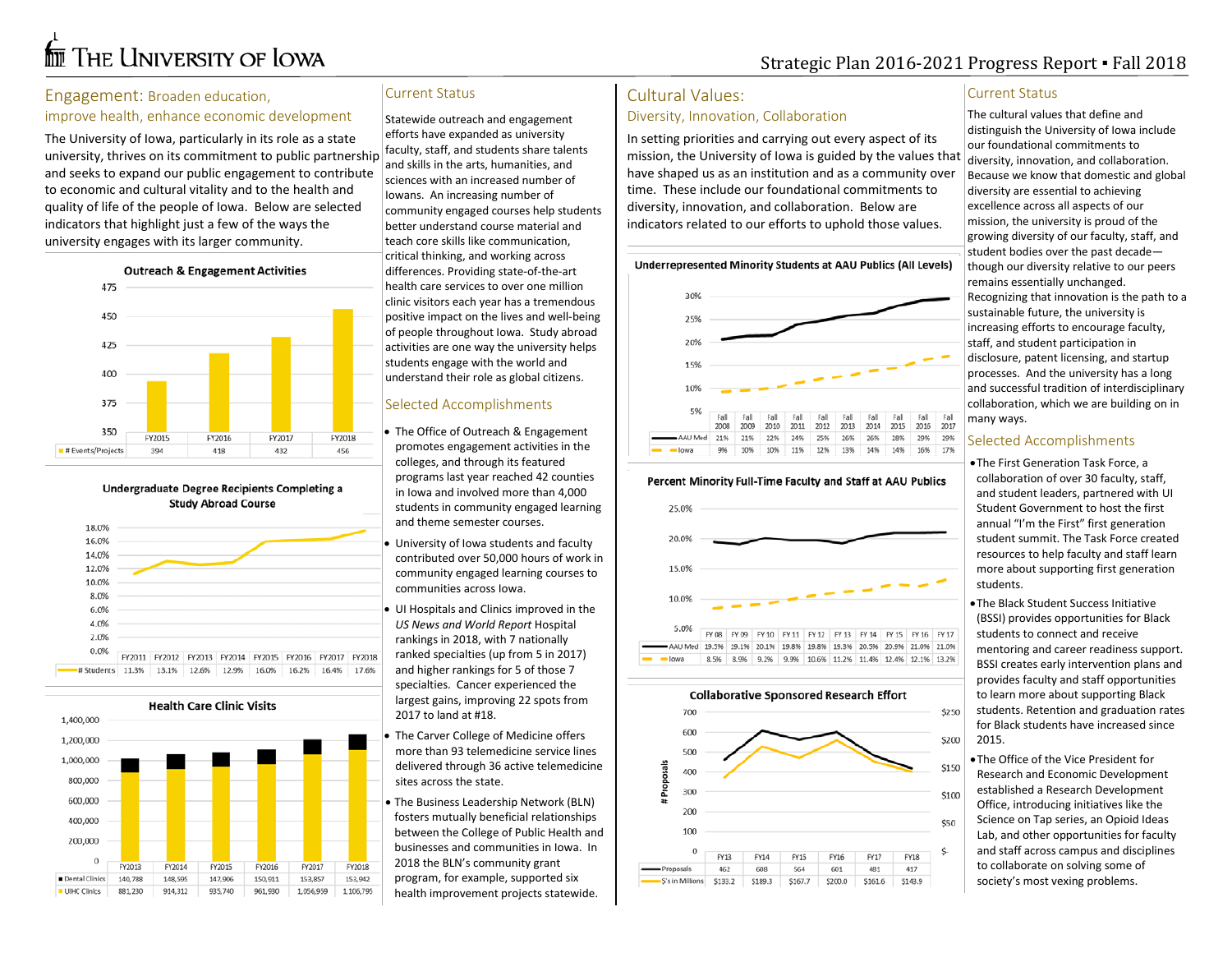# Engagement: Broaden education, improve health, enhance economic development

The University of Iowa, particularly in its role as a state university, thrives on its commitment to public partnership and seeks to expand our public engagement to contribute to economic and cultural vitality and to the health and quality of life of the people of Iowa. Below are selected indicators that highlight just a few of the ways the university engages with its larger community.

**Outreach & Engagement Activities**

| | FY2015 | FY2016 | FY2017 | FY2018 |
|---|---|---|---|---|
| # Events/Projects | 394 | 418 | 432 | 456 |

**Undergraduate Degree Recipients Completing a Study Abroad Course**

| | FY2011 | FY2012 | FY2013 | FY2014 | FY2015 | FY2016 | FY2017 | FY2018 |
|---|---|---|---|---|---|---|---|---|
| # Students | 11.3% | 13.1% | 12.6% | 12.9% | 16.0% | 16.2% | 16.4% | 17.6% |

**Health Care Clinic Visits**

| | FY2013 | FY2014 | FY2015 | FY2016 | FY2017 | FY2018 |
|---|---|---|---|---|---|---|
| Dental Clinics | 140,788 | 148,595 | 147,906 | 150,911 | 153,857 | 153,942 |
| UIHC Clinics | 881,230 | 914,312 | 935,740 | 961,930 | 1,056,959 | 1,106,795 |

## Current Status

Statewide outreach and engagement efforts have expanded as university faculty, staff, and students share talents and skills in the arts, humanities, and sciences with an increased number of Iowans. An increasing number of community engaged courses help students better understand course material and teach core skills like communication, critical thinking, and working across differences. Providing state-of-the-art health care services to over one million clinic visitors each year has a tremendous positive impact on the lives and well-being of people throughout Iowa. Study abroad activities are one way the university helps students engage with the world and understand their role as global citizens.

## Selected Accomplishments

- The Office of Outreach & Engagement promotes engagement activities in the colleges, and through its featured programs last year reached 42 counties in Iowa and involved more than 4,000 students in community engaged learning and theme semester courses.
- University of Iowa students and faculty contributed over 50,000 hours of work in community engaged learning courses to communities across Iowa.
- UI Hospitals and Clinics improved in the *US News and World Report* Hospital rankings in 2018, with 7 nationally ranked specialties (up from 5 in 2017) and higher rankings for 5 of those 7 specialties. Cancer experienced the largest gains, improving 22 spots from 2017 to land at #18.
- The Carver College of Medicine offers more than 93 telemedicine service lines delivered through 36 active telemedicine sites across the state.
- The Business Leadership Network (BLN) fosters mutually beneficial relationships between the College of Public Health and businesses and communities in Iowa. In 2018 the BLN's community grant program, for example, supported six health improvement projects statewide.

# Cultural Values: Diversity, Innovation, Collaboration

In setting priorities and carrying out every aspect of its mission, the University of Iowa is guided by the values that have shaped us as an institution and as a community over time. These include our foundational commitments to diversity, innovation, and collaboration. Below are indicators related to our efforts to uphold those values.

**Underrepresented Minority Students at AAU Publics (All Levels)**

| | Fall 2008 | Fall 2009 | Fall 2010 | Fall 2011 | Fall 2012 | Fall 2013 | Fall 2014 | Fall 2015 | Fall 2016 | Fall 2017 |
|---|---|---|---|---|---|---|---|---|---|---|
| AAU Med | 21% | 21% | 22% | 24% | 25% | 26% | 26% | 28% | 29% | 29% |
| Iowa | 9% | 10% | 10% | 11% | 12% | 13% | 14% | 14% | 16% | 17% |

**Percent Minority Full-Time Faculty and Staff at AAU Publics**

| | FY 08 | FY 09 | FY 10 | FY 11 | FY 12 | FY 13 | FY 14 | FY 15 | FY 16 | FY 17 |
|---|---|---|---|---|---|---|---|---|---|---|
| AAU Med | 19.5% | 19.1% | 20.1% | 19.8% | 19.8% | 19.3% | 20.5% | 20.9% | 21.0% | 21.0% |
| Iowa | 8.5% | 8.9% | 9.2% | 9.9% | 10.6% | 11.2% | 11.4% | 12.4% | 12.1% | 13.2% |

**Collaborative Sponsored Research Effort**

| | FY13 | FY14 | FY15 | FY16 | FY17 | FY18 |
|---|---|---|---|---|---|---|
| Proposals | 462 | 608 | 564 | 601 | 481 | 417 |
| $'s in Millions | $133.2 | $189.3 | $167.7 | $200.0 | $161.6 | $143.9 |

## Current Status

The cultural values that define and distinguish the University of Iowa include our foundational commitments to diversity, innovation, and collaboration. Because we know that domestic and global diversity are essential to achieving excellence across all aspects of our mission, the university is proud of the growing diversity of our faculty, staff, and student bodies over the past decade—though our diversity relative to our peers remains essentially unchanged. Recognizing that innovation is the path to a sustainable future, the university is increasing efforts to encourage faculty, staff, and student participation in disclosure, patent licensing, and startup processes. And the university has a long and successful tradition of interdisciplinary collaboration, which we are building on in many ways.

## Selected Accomplishments

- The First Generation Task Force, a collaboration of over 30 faculty, staff, and student leaders, partnered with UI Student Government to host the first annual "I'm the First" first generation student summit. The Task Force created resources to help faculty and staff learn more about supporting first generation students.
- The Black Student Success Initiative (BSSI) provides opportunities for Black students to connect and receive mentoring and career readiness support. BSSI creates early intervention plans and provides faculty and staff opportunities to learn more about supporting Black students. Retention and graduation rates for Black students have increased since 2015.
- The Office of the Vice President for Research and Economic Development established a Research Development Office, introducing initiatives like the Science on Tap series, an Opioid Ideas Lab, and other opportunities for faculty and staff across campus and disciplines to collaborate on solving some of society's most vexing problems.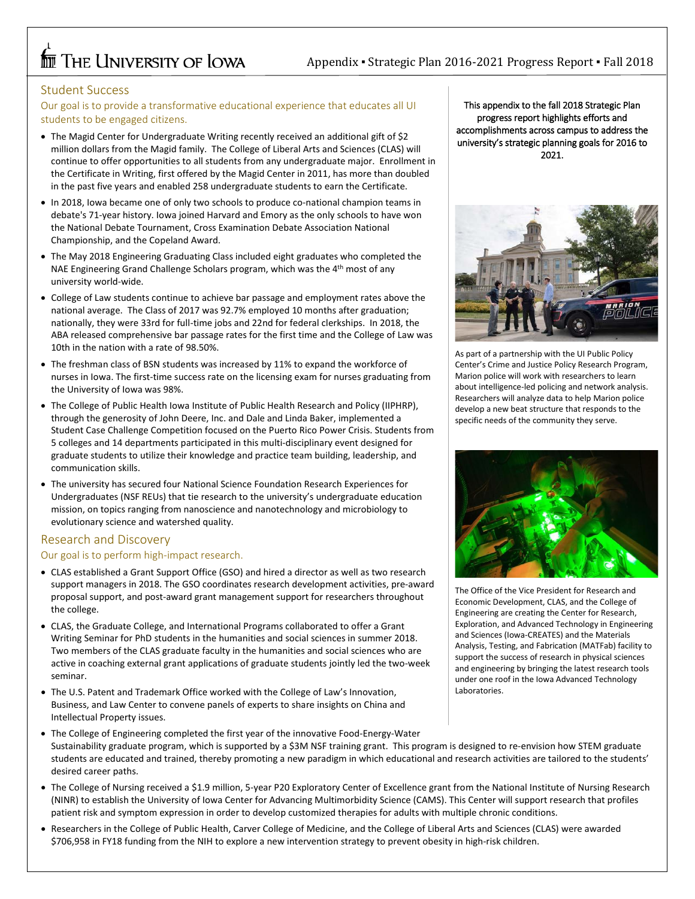## Student Success

### Our goal is to provide a transformative educational experience that educates all UI students to be engaged citizens.

- The Magid Center for Undergraduate Writing recently received an additional gift of $2 million dollars from the Magid family. The College of Liberal Arts and Sciences (CLAS) will continue to offer opportunities to all students from any undergraduate major. Enrollment in the Certificate in Writing, first offered by the Magid Center in 2011, has more than doubled in the past five years and enabled 258 undergraduate students to earn the Certificate.
- In 2018, Iowa became one of only two schools to produce co-national champion teams in debate's 71-year history. Iowa joined Harvard and Emory as the only schools to have won the National Debate Tournament, Cross Examination Debate Association National Championship, and the Copeland Award.
- The May 2018 Engineering Graduating Class included eight graduates who completed the NAE Engineering Grand Challenge Scholars program, which was the 4th most of any university world-wide.
- College of Law students continue to achieve bar passage and employment rates above the national average. The Class of 2017 was 92.7% employed 10 months after graduation; nationally, they were 33rd for full-time jobs and 22nd for federal clerkships. In 2018, the ABA released comprehensive bar passage rates for the first time and the College of Law was 10th in the nation with a rate of 98.50%.
- The freshman class of BSN students was increased by 11% to expand the workforce of nurses in Iowa. The first-time success rate on the licensing exam for nurses graduating from the University of Iowa was 98%.
- The College of Public Health Iowa Institute of Public Health Research and Policy (IIPHRP), through the generosity of John Deere, Inc. and Dale and Linda Baker, implemented a Student Case Challenge Competition focused on the Puerto Rico Power Crisis. Students from 5 colleges and 14 departments participated in this multi-disciplinary event designed for graduate students to utilize their knowledge and practice team building, leadership, and communication skills.
- The university has secured four National Science Foundation Research Experiences for Undergraduates (NSF REUs) that tie research to the university's undergraduate education mission, on topics ranging from nanoscience and nanotechnology and microbiology to evolutionary science and watershed quality.

## Research and Discovery

### Our goal is to perform high-impact research.

- CLAS established a Grant Support Office (GSO) and hired a director as well as two research support managers in 2018. The GSO coordinates research development activities, pre-award proposal support, and post-award grant management support for researchers throughout the college.
- CLAS, the Graduate College, and International Programs collaborated to offer a Grant Writing Seminar for PhD students in the humanities and social sciences in summer 2018. Two members of the CLAS graduate faculty in the humanities and social sciences who are active in coaching external grant applications of graduate students jointly led the two-week seminar.
- The U.S. Patent and Trademark Office worked with the College of Law's Innovation, Business, and Law Center to convene panels of experts to share insights on China and Intellectual Property issues.
- The College of Engineering completed the first year of the innovative Food-Energy-Water Sustainability graduate program, which is supported by a $3M NSF training grant. This program is designed to re-envision how STEM graduate students are educated and trained, thereby promoting a new paradigm in which educational and research activities are tailored to the students' desired career paths.
- The College of Nursing received a $1.9 million, 5-year P20 Exploratory Center of Excellence grant from the National Institute of Nursing Research (NINR) to establish the University of Iowa Center for Advancing Multimorbidity Science (CAMS). This Center will support research that profiles patient risk and symptom expression in order to develop customized therapies for adults with multiple chronic conditions.
- Researchers in the College of Public Health, Carver College of Medicine, and the College of Liberal Arts and Sciences (CLAS) were awarded $706,958 in FY18 funding from the NIH to explore a new intervention strategy to prevent obesity in high-risk children.

This appendix to the fall 2018 Strategic Plan progress report highlights efforts and accomplishments across campus to address the university's strategic planning goals for 2016 to 2021.

As part of a partnership with the UI Public Policy Center's Crime and Justice Policy Research Program, Marion police will work with researchers to learn about intelligence-led policing and network analysis. Researchers will analyze data to help Marion police develop a new beat structure that responds to the specific needs of the community they serve.

The Office of the Vice President for Research and Economic Development, CLAS, and the College of Engineering are creating the Center for Research, Exploration, and Advanced Technology in Engineering and Sciences (Iowa-CREATES) and the Materials Analysis, Testing, and Fabrication (MATFab) facility to support the success of research in physical sciences and engineering by bringing the latest research tools under one roof in the Iowa Advanced Technology Laboratories.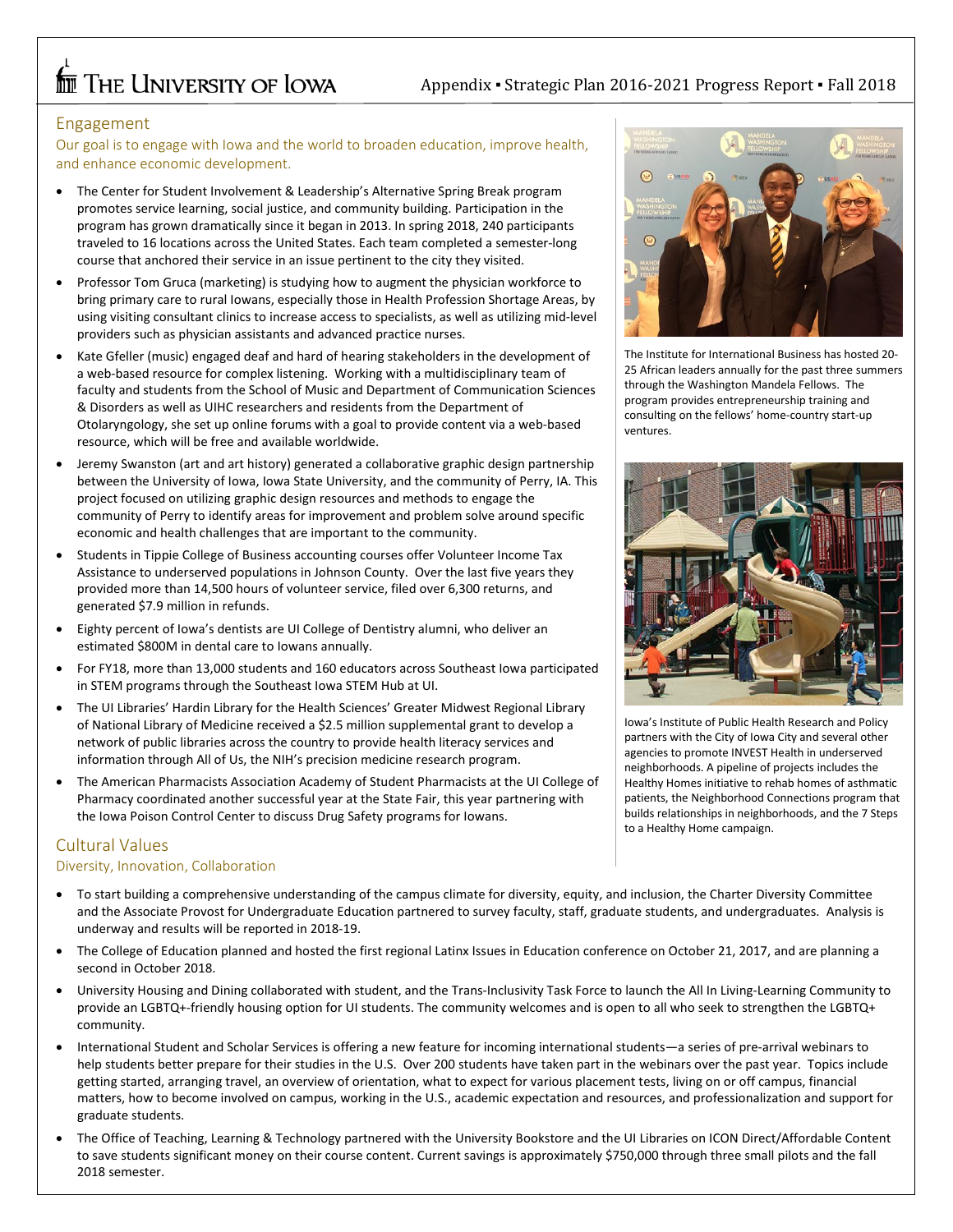## Engagement

Our goal is to engage with Iowa and the world to broaden education, improve health, and enhance economic development.

- The Center for Student Involvement & Leadership's Alternative Spring Break program promotes service learning, social justice, and community building. Participation in the program has grown dramatically since it began in 2013. In spring 2018, 240 participants traveled to 16 locations across the United States. Each team completed a semester-long course that anchored their service in an issue pertinent to the city they visited.
- Professor Tom Gruca (marketing) is studying how to augment the physician workforce to bring primary care to rural Iowans, especially those in Health Profession Shortage Areas, by using visiting consultant clinics to increase access to specialists, as well as utilizing mid-level providers such as physician assistants and advanced practice nurses.
- Kate Gfeller (music) engaged deaf and hard of hearing stakeholders in the development of a web-based resource for complex listening. Working with a multidisciplinary team of faculty and students from the School of Music and Department of Communication Sciences & Disorders as well as UIHC researchers and residents from the Department of Otolaryngology, she set up online forums with a goal to provide content via a web-based resource, which will be free and available worldwide.
- Jeremy Swanston (art and art history) generated a collaborative graphic design partnership between the University of Iowa, Iowa State University, and the community of Perry, IA. This project focused on utilizing graphic design resources and methods to engage the community of Perry to identify areas for improvement and problem solve around specific economic and health challenges that are important to the community.
- Students in Tippie College of Business accounting courses offer Volunteer Income Tax Assistance to underserved populations in Johnson County. Over the last five years they provided more than 14,500 hours of volunteer service, filed over 6,300 returns, and generated $7.9 million in refunds.
- Eighty percent of Iowa's dentists are UI College of Dentistry alumni, who deliver an estimated $800M in dental care to Iowans annually.
- For FY18, more than 13,000 students and 160 educators across Southeast Iowa participated in STEM programs through the Southeast Iowa STEM Hub at UI.
- The UI Libraries' Hardin Library for the Health Sciences' Greater Midwest Regional Library of National Library of Medicine received a $2.5 million supplemental grant to develop a network of public libraries across the country to provide health literacy services and information through All of Us, the NIH's precision medicine research program.
- The American Pharmacists Association Academy of Student Pharmacists at the UI College of Pharmacy coordinated another successful year at the State Fair, this year partnering with the Iowa Poison Control Center to discuss Drug Safety programs for Iowans.

The Institute for International Business has hosted 20-25 African leaders annually for the past three summers through the Washington Mandela Fellows. The program provides entrepreneurship training and consulting on the fellows' home-country start-up ventures.

Iowa's Institute of Public Health Research and Policy partners with the City of Iowa City and several other agencies to promote INVEST Health in underserved neighborhoods. A pipeline of projects includes the Healthy Homes initiative to rehab homes of asthmatic patients, the Neighborhood Connections program that builds relationships in neighborhoods, and the 7 Steps to a Healthy Home campaign.

## Cultural Values

### Diversity, Innovation, Collaboration

- To start building a comprehensive understanding of the campus climate for diversity, equity, and inclusion, the Charter Diversity Committee and the Associate Provost for Undergraduate Education partnered to survey faculty, staff, graduate students, and undergraduates. Analysis is underway and results will be reported in 2018-19.
- The College of Education planned and hosted the first regional Latinx Issues in Education conference on October 21, 2017, and are planning a second in October 2018.
- University Housing and Dining collaborated with student, and the Trans-Inclusivity Task Force to launch the All In Living-Learning Community to provide an LGBTQ+-friendly housing option for UI students. The community welcomes and is open to all who seek to strengthen the LGBTQ+ community.
- International Student and Scholar Services is offering a new feature for incoming international students—a series of pre-arrival webinars to help students better prepare for their studies in the U.S. Over 200 students have taken part in the webinars over the past year. Topics include getting started, arranging travel, an overview of orientation, what to expect for various placement tests, living on or off campus, financial matters, how to become involved on campus, working in the U.S., academic expectation and resources, and professionalization and support for graduate students.
- The Office of Teaching, Learning & Technology partnered with the University Bookstore and the UI Libraries on ICON Direct/Affordable Content to save students significant money on their course content. Current savings is approximately $750,000 through three small pilots and the fall 2018 semester.